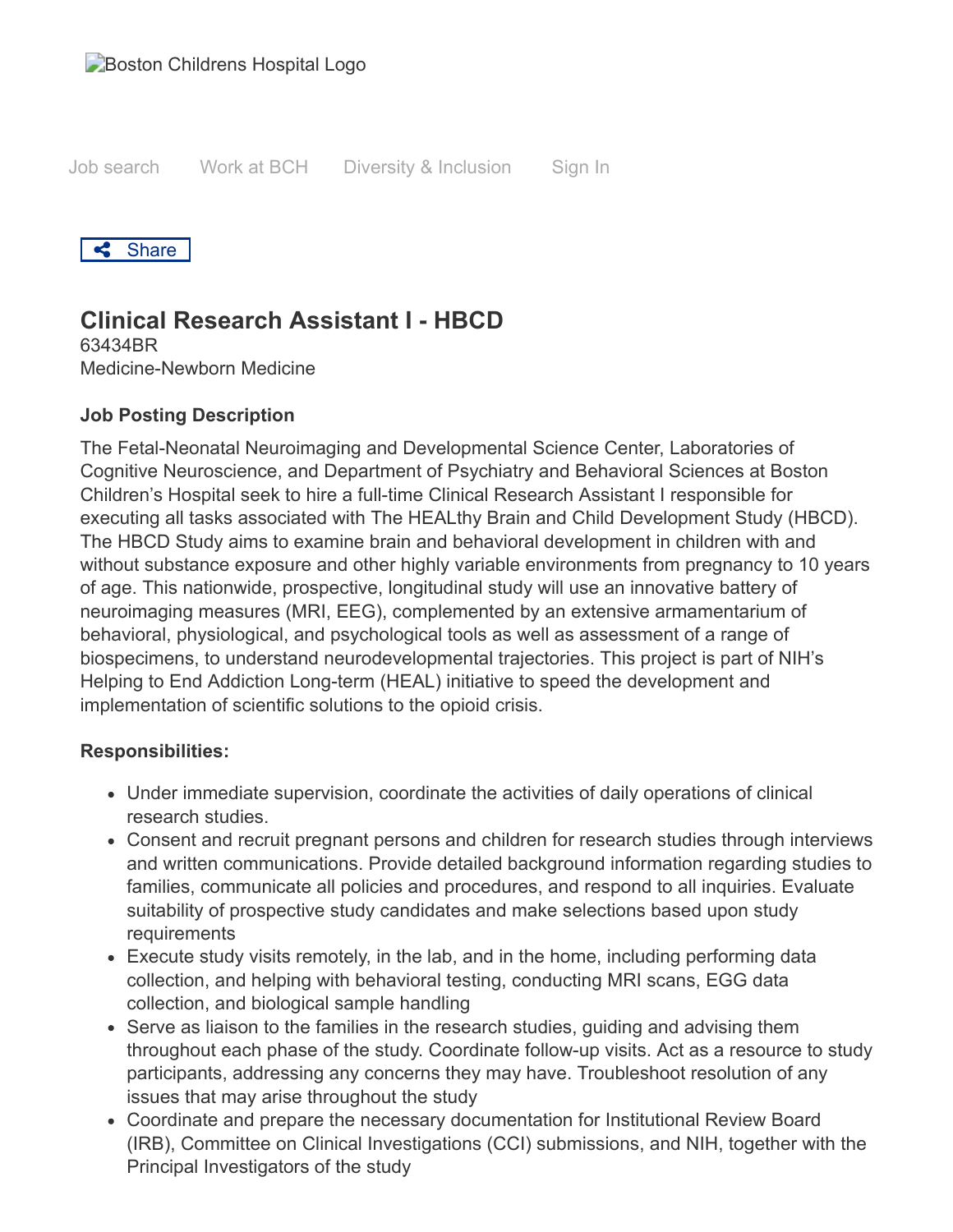Boston Childrens Hospital Logo

Job search Work at BCH Diversity & Inclusion Sign In

Share

# Clinical Research Assistant I - HBCD

63434BR
Medicine-Newborn Medicine

### Job Posting Description

The Fetal-Neonatal Neuroimaging and Developmental Science Center, Laboratories of Cognitive Neuroscience, and Department of Psychiatry and Behavioral Sciences at Boston Children's Hospital seek to hire a full-time Clinical Research Assistant I responsible for executing all tasks associated with The HEALthy Brain and Child Development Study (HBCD). The HBCD Study aims to examine brain and behavioral development in children with and without substance exposure and other highly variable environments from pregnancy to 10 years of age. This nationwide, prospective, longitudinal study will use an innovative battery of neuroimaging measures (MRI, EEG), complemented by an extensive armamentarium of behavioral, physiological, and psychological tools as well as assessment of a range of biospecimens, to understand neurodevelopmental trajectories. This project is part of NIH's Helping to End Addiction Long-term (HEAL) initiative to speed the development and implementation of scientific solutions to the opioid crisis.

**Responsibilities:**

- Under immediate supervision, coordinate the activities of daily operations of clinical research studies.
- Consent and recruit pregnant persons and children for research studies through interviews and written communications. Provide detailed background information regarding studies to families, communicate all policies and procedures, and respond to all inquiries. Evaluate suitability of prospective study candidates and make selections based upon study requirements
- Execute study visits remotely, in the lab, and in the home, including performing data collection, and helping with behavioral testing, conducting MRI scans, EGG data collection, and biological sample handling
- Serve as liaison to the families in the research studies, guiding and advising them throughout each phase of the study. Coordinate follow-up visits. Act as a resource to study participants, addressing any concerns they may have. Troubleshoot resolution of any issues that may arise throughout the study
- Coordinate and prepare the necessary documentation for Institutional Review Board (IRB), Committee on Clinical Investigations (CCI) submissions, and NIH, together with the Principal Investigators of the study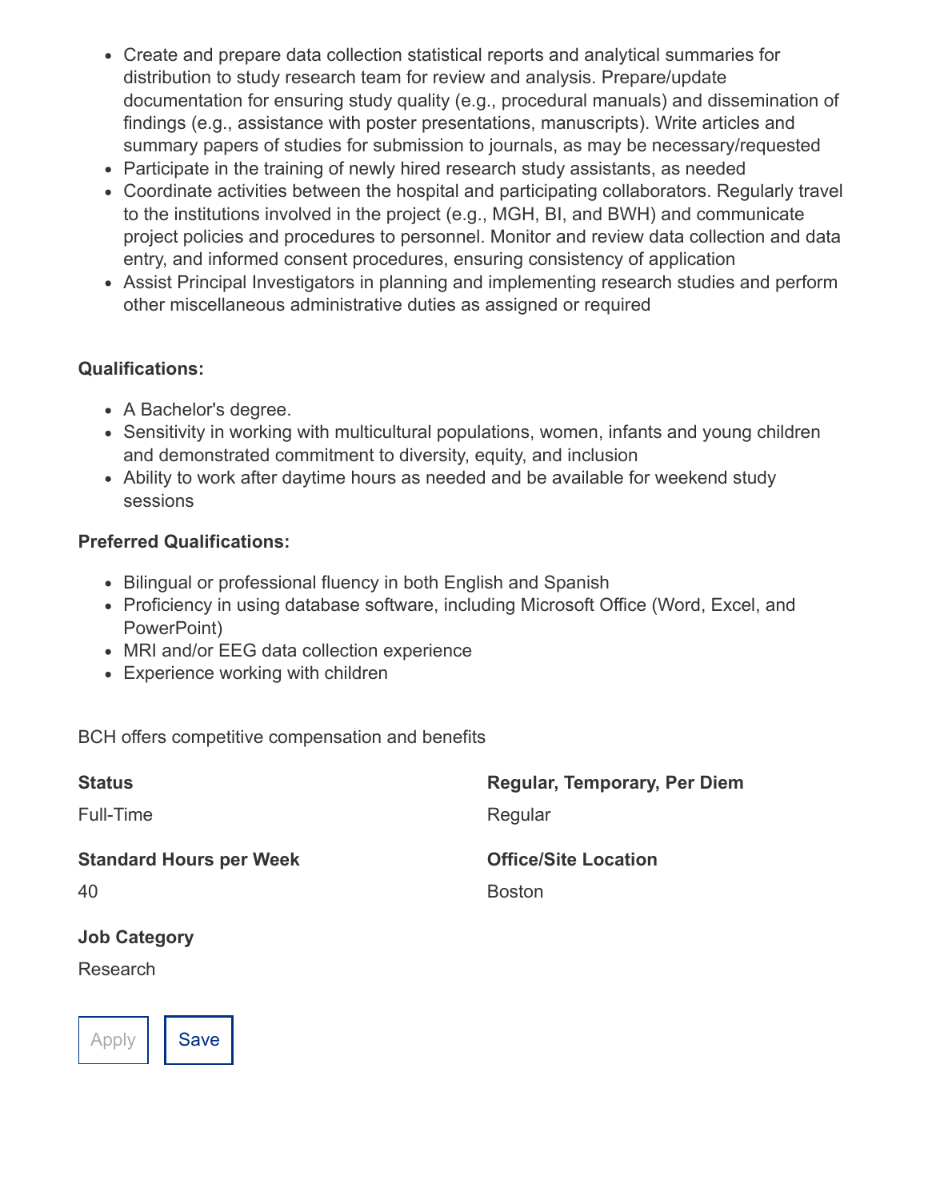- Create and prepare data collection statistical reports and analytical summaries for distribution to study research team for review and analysis. Prepare/update documentation for ensuring study quality (e.g., procedural manuals) and dissemination of findings (e.g., assistance with poster presentations, manuscripts). Write articles and summary papers of studies for submission to journals, as may be necessary/requested
- Participate in the training of newly hired research study assistants, as needed
- Coordinate activities between the hospital and participating collaborators. Regularly travel to the institutions involved in the project (e.g., MGH, BI, and BWH) and communicate project policies and procedures to personnel. Monitor and review data collection and data entry, and informed consent procedures, ensuring consistency of application
- Assist Principal Investigators in planning and implementing research studies and perform other miscellaneous administrative duties as assigned or required

**Qualifications:**

- A Bachelor's degree.
- Sensitivity in working with multicultural populations, women, infants and young children and demonstrated commitment to diversity, equity, and inclusion
- Ability to work after daytime hours as needed and be available for weekend study sessions

**Preferred Qualifications:**

- Bilingual or professional fluency in both English and Spanish
- Proficiency in using database software, including Microsoft Office (Word, Excel, and PowerPoint)
- MRI and/or EEG data collection experience
- Experience working with children

BCH offers competitive compensation and benefits

**Status**

Full-Time

**Regular, Temporary, Per Diem**

Regular

**Standard Hours per Week**

40

**Office/Site Location**

Boston

**Job Category**

Research

Apply

Save